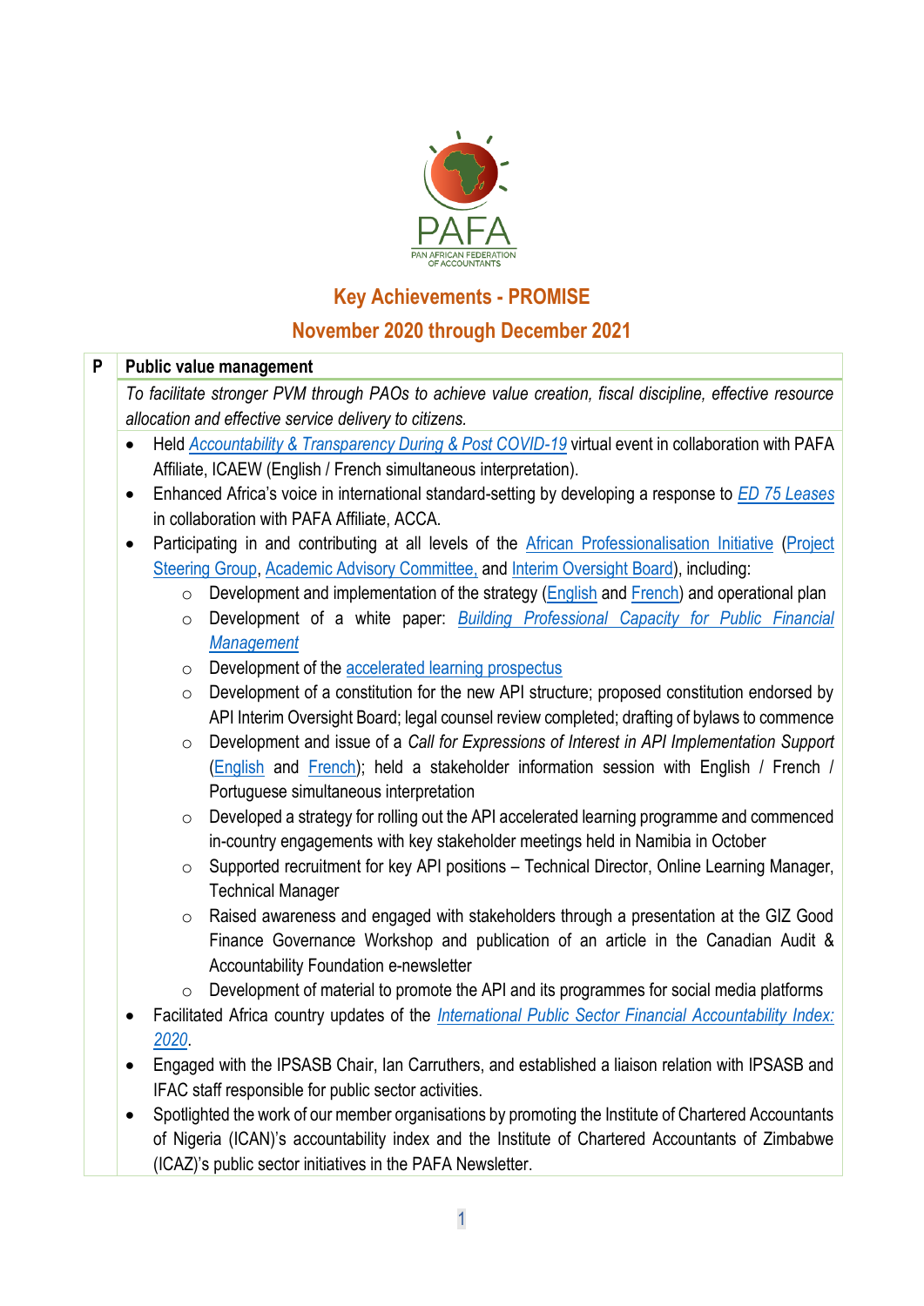PAFA

PAN AFRICAN FEDERATION OF ACCOUNTANTS

# Key Achievements - PROMISE

## November 2020 through December 2021

| P | Public value management |
|---|---|
| | *To facilitate stronger PVM through PAOs to achieve value creation, fiscal discipline, effective resource allocation and effective service delivery to citizens.* |

- Held *Accountability & Transparency During & Post COVID-19* virtual event in collaboration with PAFA Affiliate, ICAEW (English / French simultaneous interpretation).
- Enhanced Africa's voice in international standard-setting by developing a response to *ED 75 Leases* in collaboration with PAFA Affiliate, ACCA.
- Participating in and contributing at all levels of the African Professionalisation Initiative (Project Steering Group, Academic Advisory Committee, and Interim Oversight Board), including:
  - Development and implementation of the strategy (English and French) and operational plan
  - Development of a white paper: *Building Professional Capacity for Public Financial Management*
  - Development of the accelerated learning prospectus
  - Development of a constitution for the new API structure; proposed constitution endorsed by API Interim Oversight Board; legal counsel review completed; drafting of bylaws to commence
  - Development and issue of a *Call for Expressions of Interest in API Implementation Support* (English and French); held a stakeholder information session with English / French / Portuguese simultaneous interpretation
  - Developed a strategy for rolling out the API accelerated learning programme and commenced in-country engagements with key stakeholder meetings held in Namibia in October
  - Supported recruitment for key API positions – Technical Director, Online Learning Manager, Technical Manager
  - Raised awareness and engaged with stakeholders through a presentation at the GIZ Good Finance Governance Workshop and publication of an article in the Canadian Audit & Accountability Foundation e-newsletter
  - Development of material to promote the API and its programmes for social media platforms
- Facilitated Africa country updates of the *International Public Sector Financial Accountability Index: 2020*.
- Engaged with the IPSASB Chair, Ian Carruthers, and established a liaison relation with IPSASB and IFAC staff responsible for public sector activities.
- Spotlighted the work of our member organisations by promoting the Institute of Chartered Accountants of Nigeria (ICAN)'s accountability index and the Institute of Chartered Accountants of Zimbabwe (ICAZ)'s public sector initiatives in the PAFA Newsletter.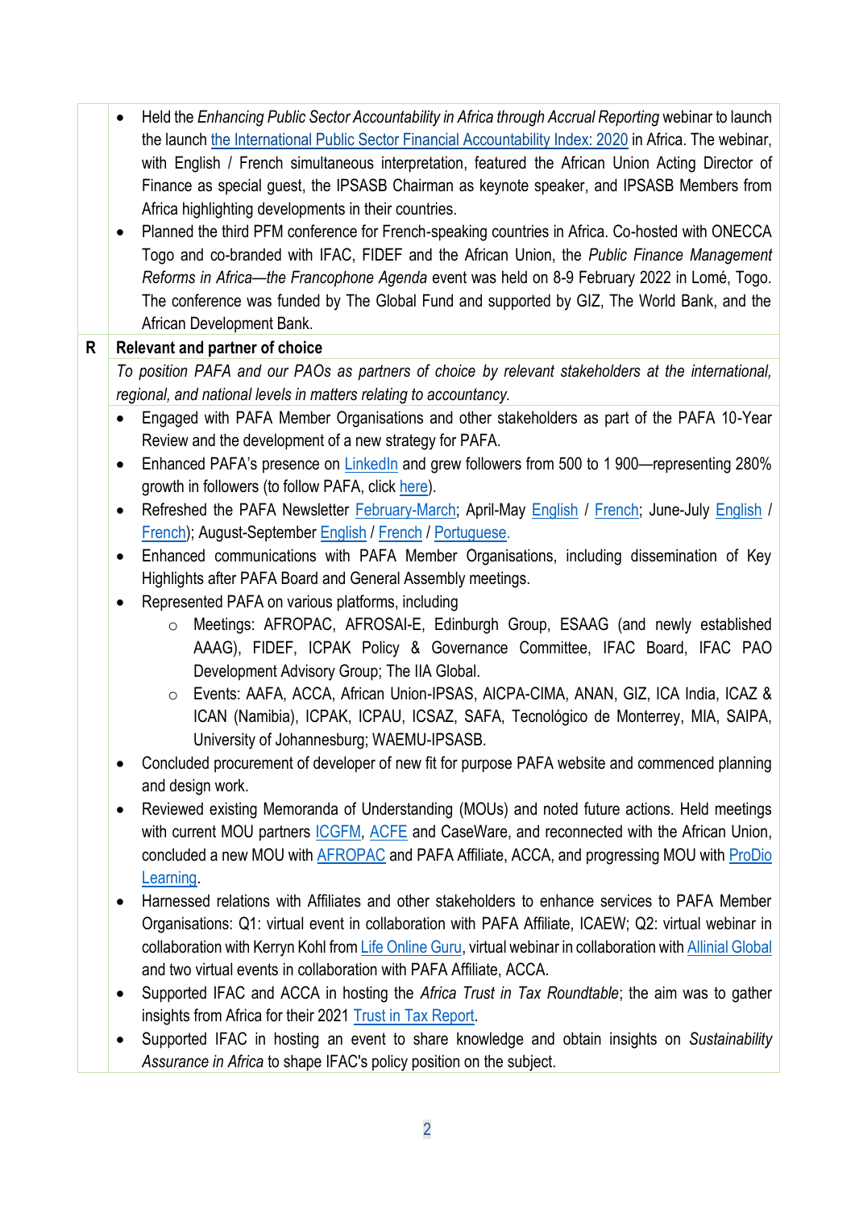| | |
|---|---|
| | • Held the *Enhancing Public Sector Accountability in Africa through Accrual Reporting* webinar to launch the launch the International Public Sector Financial Accountability Index: 2020 in Africa. The webinar, with English / French simultaneous interpretation, featured the African Union Acting Director of Finance as special guest, the IPSASB Chairman as keynote speaker, and IPSASB Members from Africa highlighting developments in their countries.<br>• Planned the third PFM conference for French-speaking countries in Africa. Co-hosted with ONECCA Togo and co-branded with IFAC, FIDEF and the African Union, the *Public Finance Management Reforms in Africa—the Francophone Agenda* event was held on 8-9 February 2022 in Lomé, Togo. The conference was funded by The Global Fund and supported by GIZ, The World Bank, and the African Development Bank. |
| **R** | **Relevant and partner of choice** |
| | *To position PAFA and our PAOs as partners of choice by relevant stakeholders at the international, regional, and national levels in matters relating to accountancy.* |
| | • Engaged with PAFA Member Organisations and other stakeholders as part of the PAFA 10-Year Review and the development of a new strategy for PAFA.<br>• Enhanced PAFA's presence on LinkedIn and grew followers from 500 to 1 900—representing 280% growth in followers (to follow PAFA, click here).<br>• Refreshed the PAFA Newsletter February-March; April-May English / French; June-July English / French); August-September English / French / Portuguese.<br>• Enhanced communications with PAFA Member Organisations, including dissemination of Key Highlights after PAFA Board and General Assembly meetings.<br>• Represented PAFA on various platforms, including<br>&nbsp;&nbsp;&nbsp;&nbsp;○ Meetings: AFROPAC, AFROSAI-E, Edinburgh Group, ESAAG (and newly established AAAG), FIDEF, ICPAK Policy & Governance Committee, IFAC Board, IFAC PAO Development Advisory Group; The IIA Global.<br>&nbsp;&nbsp;&nbsp;&nbsp;○ Events: AAFA, ACCA, African Union-IPSAS, AICPA-CIMA, ANAN, GIZ, ICA India, ICAZ & ICAN (Namibia), ICPAK, ICPAU, ICSAZ, SAFA, Tecnológico de Monterrey, MIA, SAIPA, University of Johannesburg; WAEMU-IPSASB.<br>• Concluded procurement of developer of new fit for purpose PAFA website and commenced planning and design work.<br>• Reviewed existing Memoranda of Understanding (MOUs) and noted future actions. Held meetings with current MOU partners ICGFM, ACFE and CaseWare, and reconnected with the African Union, concluded a new MOU with AFROPAC and PAFA Affiliate, ACCA, and progressing MOU with ProDio Learning.<br>• Harnessed relations with Affiliates and other stakeholders to enhance services to PAFA Member Organisations: Q1: virtual event in collaboration with PAFA Affiliate, ICAEW; Q2: virtual webinar in collaboration with Kerryn Kohl from Life Online Guru, virtual webinar in collaboration with Allinial Global and two virtual events in collaboration with PAFA Affiliate, ACCA.<br>• Supported IFAC and ACCA in hosting the *Africa Trust in Tax Roundtable*; the aim was to gather insights from Africa for their 2021 Trust in Tax Report.<br>• Supported IFAC in hosting an event to share knowledge and obtain insights on *Sustainability Assurance in Africa* to shape IFAC's policy position on the subject. |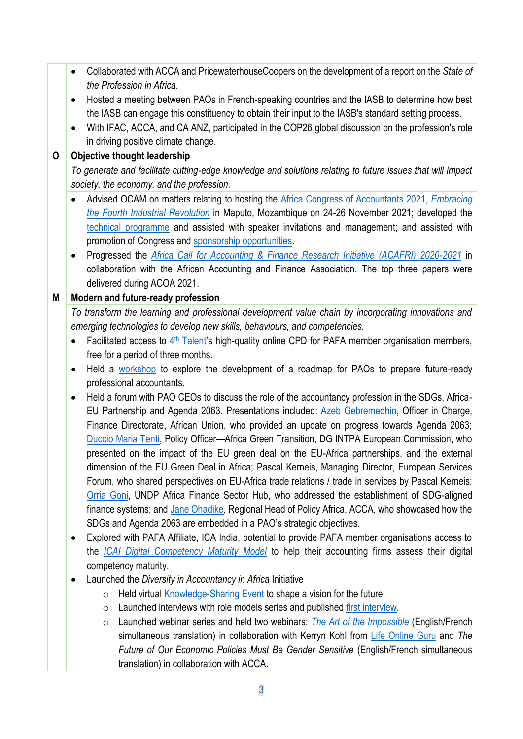| | |
|---|---|
| | • Collaborated with ACCA and PricewaterhouseCoopers on the development of a report on the *State of the Profession in Africa*.<br>• Hosted a meeting between PAOs in French-speaking countries and the IASB to determine how best the IASB can engage this constituency to obtain their input to the IASB's standard setting process.<br>• With IFAC, ACCA, and CA ANZ, participated in the COP26 global discussion on the profession's role in driving positive climate change. |
| **O** | **Objective thought leadership** |
| | *To generate and facilitate cutting-edge knowledge and solutions relating to future issues that will impact society, the economy, and the profession.* |
| | • Advised OCAM on matters relating to hosting the Africa Congress of Accountants 2021, *Embracing the Fourth Industrial Revolution* in Maputo, Mozambique on 24-26 November 2021; developed the technical programme and assisted with speaker invitations and management; and assisted with promotion of Congress and sponsorship opportunities.<br>• Progressed the *Africa Call for Accounting & Finance Research Initiative (ACAFRI) 2020-2021* in collaboration with the African Accounting and Finance Association. The top three papers were delivered during ACOA 2021. |
| **M** | **Modern and future-ready profession** |
| | *To transform the learning and professional development value chain by incorporating innovations and emerging technologies to develop new skills, behaviours, and competencies.* |
| | • Facilitated access to 4th Talent's high-quality online CPD for PAFA member organisation members, free for a period of three months.<br>• Held a workshop to explore the development of a roadmap for PAOs to prepare future-ready professional accountants.<br>• Held a forum with PAO CEOs to discuss the role of the accountancy profession in the SDGs, Africa-EU Partnership and Agenda 2063. Presentations included: Azeb Gebremedhin, Officer in Charge, Finance Directorate, African Union, who provided an update on progress towards Agenda 2063; Duccio Maria Tenti, Policy Officer—Africa Green Transition, DG INTPA European Commission, who presented on the impact of the EU green deal on the EU-Africa partnerships, and the external dimension of the EU Green Deal in Africa; Pascal Kerneis, Managing Director, European Services Forum, who shared perspectives on EU-Africa trade relations / trade in services by Pascal Kerneis; Orria Goni, UNDP Africa Finance Sector Hub, who addressed the establishment of SDG-aligned finance systems; and Jane Ohadike, Regional Head of Policy Africa, ACCA, who showcased how the SDGs and Agenda 2063 are embedded in a PAO's strategic objectives.<br>• Explored with PAFA Affiliate, ICA India, potential to provide PAFA member organisations access to the *ICAI Digital Competency Maturity Model* to help their accounting firms assess their digital competency maturity.<br>• Launched the *Diversity in Accountancy in Africa* Initiative<br>&nbsp;&nbsp;&nbsp;&nbsp;○ Held virtual Knowledge-Sharing Event to shape a vision for the future.<br>&nbsp;&nbsp;&nbsp;&nbsp;○ Launched interviews with role models series and published first interview.<br>&nbsp;&nbsp;&nbsp;&nbsp;○ Launched webinar series and held two webinars: *The Art of the Impossible* (English/French simultaneous translation) in collaboration with Kerryn Kohl from Life Online Guru and *The Future of Our Economic Policies Must Be Gender Sensitive* (English/French simultaneous translation) in collaboration with ACCA. |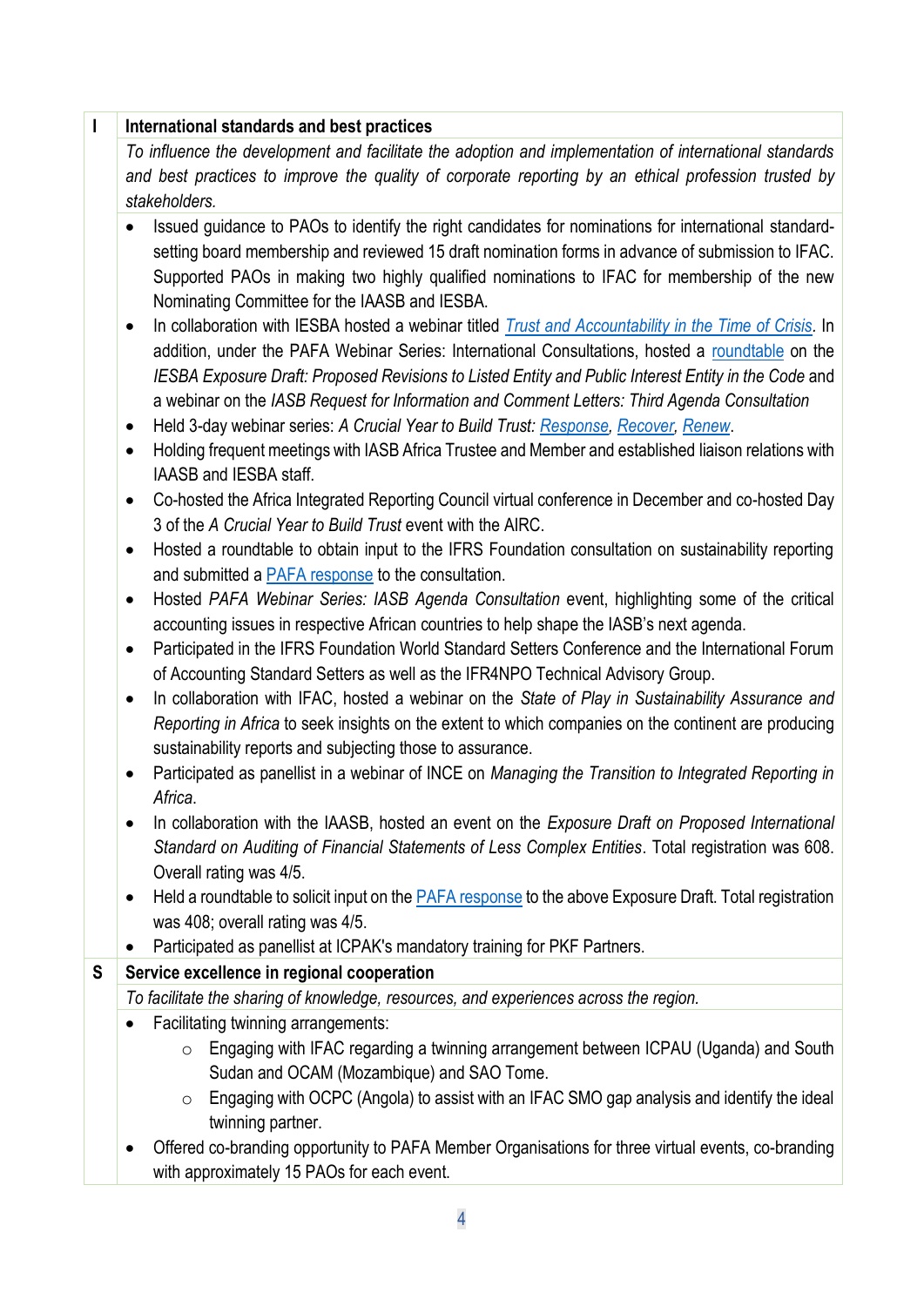| I | International standards and best practices |
|---|---|
| | *To influence the development and facilitate the adoption and implementation of international standards and best practices to improve the quality of corporate reporting by an ethical profession trusted by stakeholders.* |
| | • Issued guidance to PAOs to identify the right candidates for nominations for international standard-setting board membership and reviewed 15 draft nomination forms in advance of submission to IFAC. Supported PAOs in making two highly qualified nominations to IFAC for membership of the new Nominating Committee for the IAASB and IESBA.<br>• In collaboration with IESBA hosted a webinar titled *Trust and Accountability in the Time of Crisis*. In addition, under the PAFA Webinar Series: International Consultations, hosted a roundtable on the *IESBA Exposure Draft: Proposed Revisions to Listed Entity and Public Interest Entity in the Code* and a webinar on the *IASB Request for Information and Comment Letters: Third Agenda Consultation*<br>• Held 3-day webinar series: *A Crucial Year to Build Trust: Response, Recover, Renew*.<br>• Holding frequent meetings with IASB Africa Trustee and Member and established liaison relations with IAASB and IESBA staff.<br>• Co-hosted the Africa Integrated Reporting Council virtual conference in December and co-hosted Day 3 of the *A Crucial Year to Build Trust* event with the AIRC.<br>• Hosted a roundtable to obtain input to the IFRS Foundation consultation on sustainability reporting and submitted a PAFA response to the consultation.<br>• Hosted *PAFA Webinar Series: IASB Agenda Consultation* event, highlighting some of the critical accounting issues in respective African countries to help shape the IASB's next agenda.<br>• Participated in the IFRS Foundation World Standard Setters Conference and the International Forum of Accounting Standard Setters as well as the IFR4NPO Technical Advisory Group.<br>• In collaboration with IFAC, hosted a webinar on the *State of Play in Sustainability Assurance and Reporting in Africa* to seek insights on the extent to which companies on the continent are producing sustainability reports and subjecting those to assurance.<br>• Participated as panellist in a webinar of INCE on *Managing the Transition to Integrated Reporting in Africa*.<br>• In collaboration with the IAASB, hosted an event on the *Exposure Draft on Proposed International Standard on Auditing of Financial Statements of Less Complex Entities*. Total registration was 608. Overall rating was 4/5.<br>• Held a roundtable to solicit input on the PAFA response to the above Exposure Draft. Total registration was 408; overall rating was 4/5.<br>• Participated as panellist at ICPAK's mandatory training for PKF Partners. |
| **S** | **Service excellence in regional cooperation** |
| | *To facilitate the sharing of knowledge, resources, and experiences across the region.* |
| | • Facilitating twinning arrangements:<br>&nbsp;&nbsp;&nbsp;&nbsp;○ Engaging with IFAC regarding a twinning arrangement between ICPAU (Uganda) and South Sudan and OCAM (Mozambique) and SAO Tome.<br>&nbsp;&nbsp;&nbsp;&nbsp;○ Engaging with OCPC (Angola) to assist with an IFAC SMO gap analysis and identify the ideal twinning partner.<br>• Offered co-branding opportunity to PAFA Member Organisations for three virtual events, co-branding with approximately 15 PAOs for each event. |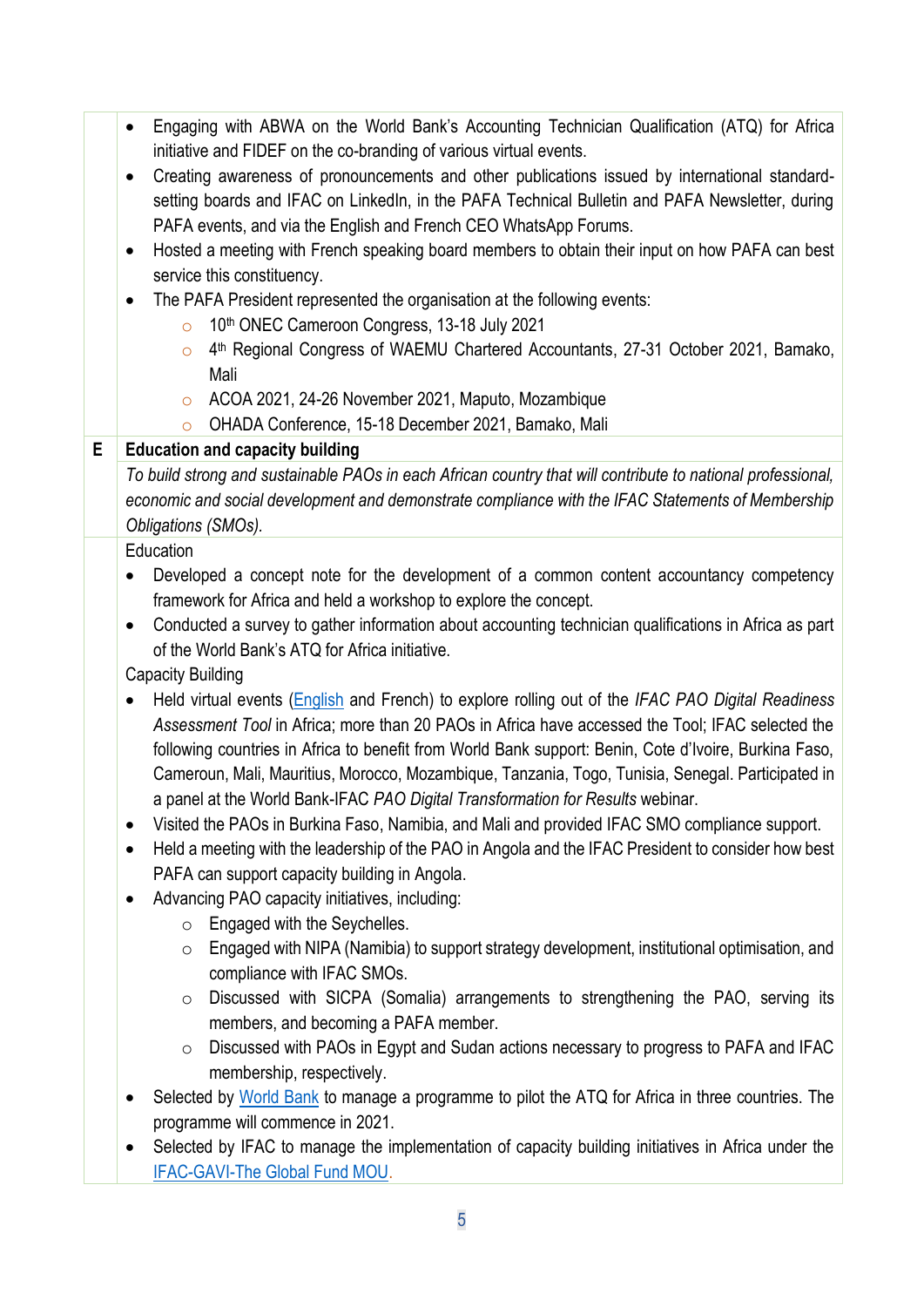| | |
|---|---|
| | • Engaging with ABWA on the World Bank's Accounting Technician Qualification (ATQ) for Africa initiative and FIDEF on the co-branding of various virtual events.<br>• Creating awareness of pronouncements and other publications issued by international standard-setting boards and IFAC on LinkedIn, in the PAFA Technical Bulletin and PAFA Newsletter, during PAFA events, and via the English and French CEO WhatsApp Forums.<br>• Hosted a meeting with French speaking board members to obtain their input on how PAFA can best service this constituency.<br>• The PAFA President represented the organisation at the following events:<br>  ○ 10th ONEC Cameroon Congress, 13-18 July 2021<br>  ○ 4th Regional Congress of WAEMU Chartered Accountants, 27-31 October 2021, Bamako, Mali<br>  ○ ACOA 2021, 24-26 November 2021, Maputo, Mozambique<br>  ○ OHADA Conference, 15-18 December 2021, Bamako, Mali |
| **E** | **Education and capacity building** |
| | *To build strong and sustainable PAOs in each African country that will contribute to national professional, economic and social development and demonstrate compliance with the IFAC Statements of Membership Obligations (SMOs).* |
| | Education<br>• Developed a concept note for the development of a common content accountancy competency framework for Africa and held a workshop to explore the concept.<br>• Conducted a survey to gather information about accounting technician qualifications in Africa as part of the World Bank's ATQ for Africa initiative.<br>Capacity Building<br>• Held virtual events (English and French) to explore rolling out of the *IFAC PAO Digital Readiness Assessment Tool* in Africa; more than 20 PAOs in Africa have accessed the Tool; IFAC selected the following countries in Africa to benefit from World Bank support: Benin, Cote d'Ivoire, Burkina Faso, Cameroun, Mali, Mauritius, Morocco, Mozambique, Tanzania, Togo, Tunisia, Senegal. Participated in a panel at the World Bank-IFAC *PAO Digital Transformation for Results* webinar.<br>• Visited the PAOs in Burkina Faso, Namibia, and Mali and provided IFAC SMO compliance support.<br>• Held a meeting with the leadership of the PAO in Angola and the IFAC President to consider how best PAFA can support capacity building in Angola.<br>• Advancing PAO capacity initiatives, including:<br>  ○ Engaged with the Seychelles.<br>  ○ Engaged with NIPA (Namibia) to support strategy development, institutional optimisation, and compliance with IFAC SMOs.<br>  ○ Discussed with SICPA (Somalia) arrangements to strengthening the PAO, serving its members, and becoming a PAFA member.<br>  ○ Discussed with PAOs in Egypt and Sudan actions necessary to progress to PAFA and IFAC membership, respectively.<br>• Selected by World Bank to manage a programme to pilot the ATQ for Africa in three countries. The programme will commence in 2021.<br>• Selected by IFAC to manage the implementation of capacity building initiatives in Africa under the IFAC-GAVI-The Global Fund MOU. |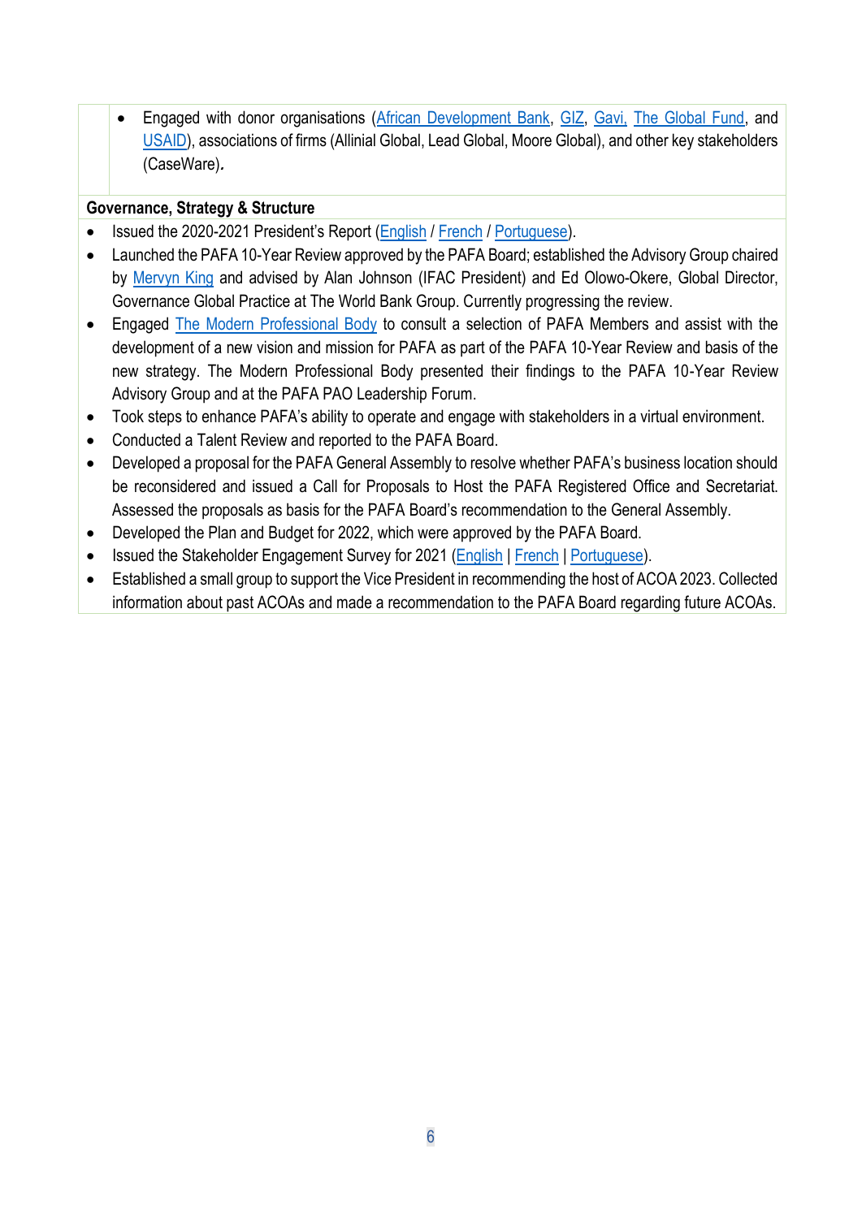- Engaged with donor organisations (African Development Bank, GIZ, Gavi, The Global Fund, and USAID), associations of firms (Allinial Global, Lead Global, Moore Global), and other key stakeholders (CaseWare).

**Governance, Strategy & Structure**

- Issued the 2020-2021 President's Report (English / French / Portuguese).
- Launched the PAFA 10-Year Review approved by the PAFA Board; established the Advisory Group chaired by Mervyn King and advised by Alan Johnson (IFAC President) and Ed Olowo-Okere, Global Director, Governance Global Practice at The World Bank Group. Currently progressing the review.
- Engaged The Modern Professional Body to consult a selection of PAFA Members and assist with the development of a new vision and mission for PAFA as part of the PAFA 10-Year Review and basis of the new strategy. The Modern Professional Body presented their findings to the PAFA 10-Year Review Advisory Group and at the PAFA PAO Leadership Forum.
- Took steps to enhance PAFA's ability to operate and engage with stakeholders in a virtual environment.
- Conducted a Talent Review and reported to the PAFA Board.
- Developed a proposal for the PAFA General Assembly to resolve whether PAFA's business location should be reconsidered and issued a Call for Proposals to Host the PAFA Registered Office and Secretariat. Assessed the proposals as basis for the PAFA Board's recommendation to the General Assembly.
- Developed the Plan and Budget for 2022, which were approved by the PAFA Board.
- Issued the Stakeholder Engagement Survey for 2021 (English | French | Portuguese).
- Established a small group to support the Vice President in recommending the host of ACOA 2023. Collected information about past ACOAs and made a recommendation to the PAFA Board regarding future ACOAs.